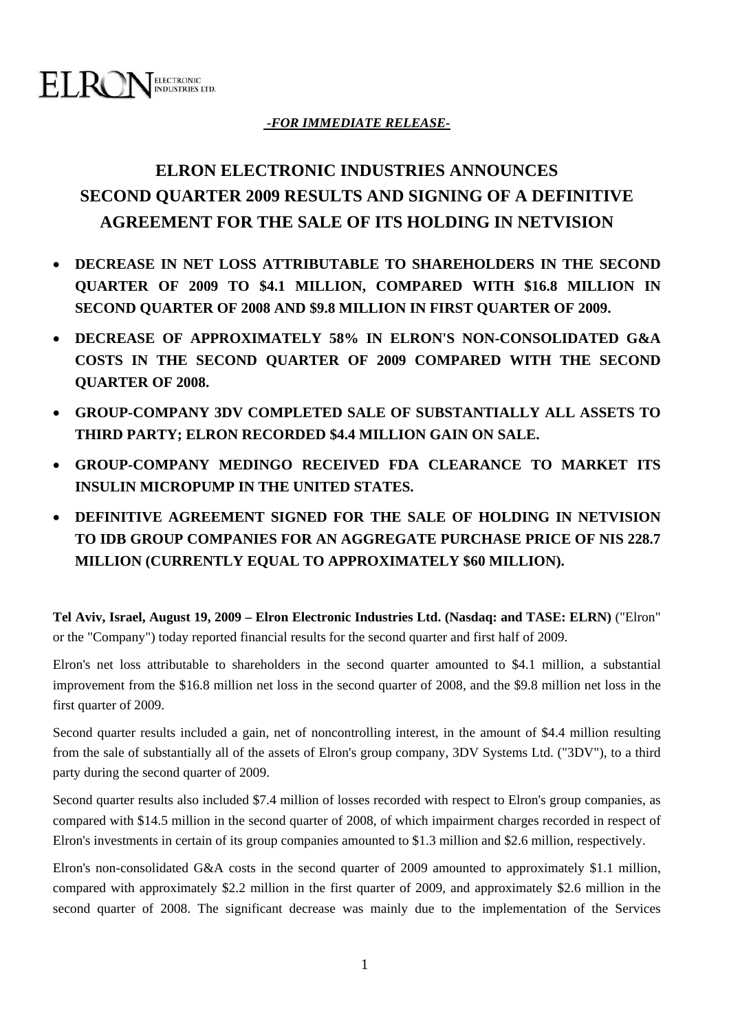ELRON ELECTRONIC INDUSTRIES LTD.

***-FOR IMMEDIATE RELEASE-***

# ELRON ELECTRONIC INDUSTRIES ANNOUNCES SECOND QUARTER 2009 RESULTS AND SIGNING OF A DEFINITIVE AGREEMENT FOR THE SALE OF ITS HOLDING IN NETVISION

- **DECREASE IN NET LOSS ATTRIBUTABLE TO SHAREHOLDERS IN THE SECOND QUARTER OF 2009 TO $4.1 MILLION, COMPARED WITH $16.8 MILLION IN SECOND QUARTER OF 2008 AND $9.8 MILLION IN FIRST QUARTER OF 2009.**
- **DECREASE OF APPROXIMATELY 58% IN ELRON'S NON-CONSOLIDATED G&A COSTS IN THE SECOND QUARTER OF 2009 COMPARED WITH THE SECOND QUARTER OF 2008.**
- **GROUP-COMPANY 3DV COMPLETED SALE OF SUBSTANTIALLY ALL ASSETS TO THIRD PARTY; ELRON RECORDED $4.4 MILLION GAIN ON SALE.**
- **GROUP-COMPANY MEDINGO RECEIVED FDA CLEARANCE TO MARKET ITS INSULIN MICROPUMP IN THE UNITED STATES.**
- **DEFINITIVE AGREEMENT SIGNED FOR THE SALE OF HOLDING IN NETVISION TO IDB GROUP COMPANIES FOR AN AGGREGATE PURCHASE PRICE OF NIS 228.7 MILLION (CURRENTLY EQUAL TO APPROXIMATELY $60 MILLION).**

**Tel Aviv, Israel, August 19, 2009 – Elron Electronic Industries Ltd. (Nasdaq: and TASE: ELRN)** ("Elron" or the "Company") today reported financial results for the second quarter and first half of 2009.

Elron's net loss attributable to shareholders in the second quarter amounted to $4.1 million, a substantial improvement from the $16.8 million net loss in the second quarter of 2008, and the $9.8 million net loss in the first quarter of 2009.

Second quarter results included a gain, net of noncontrolling interest, in the amount of $4.4 million resulting from the sale of substantially all of the assets of Elron's group company, 3DV Systems Ltd. ("3DV"), to a third party during the second quarter of 2009.

Second quarter results also included $7.4 million of losses recorded with respect to Elron's group companies, as compared with $14.5 million in the second quarter of 2008, of which impairment charges recorded in respect of Elron's investments in certain of its group companies amounted to $1.3 million and $2.6 million, respectively.

Elron's non-consolidated G&A costs in the second quarter of 2009 amounted to approximately $1.1 million, compared with approximately $2.2 million in the first quarter of 2009, and approximately $2.6 million in the second quarter of 2008. The significant decrease was mainly due to the implementation of the Services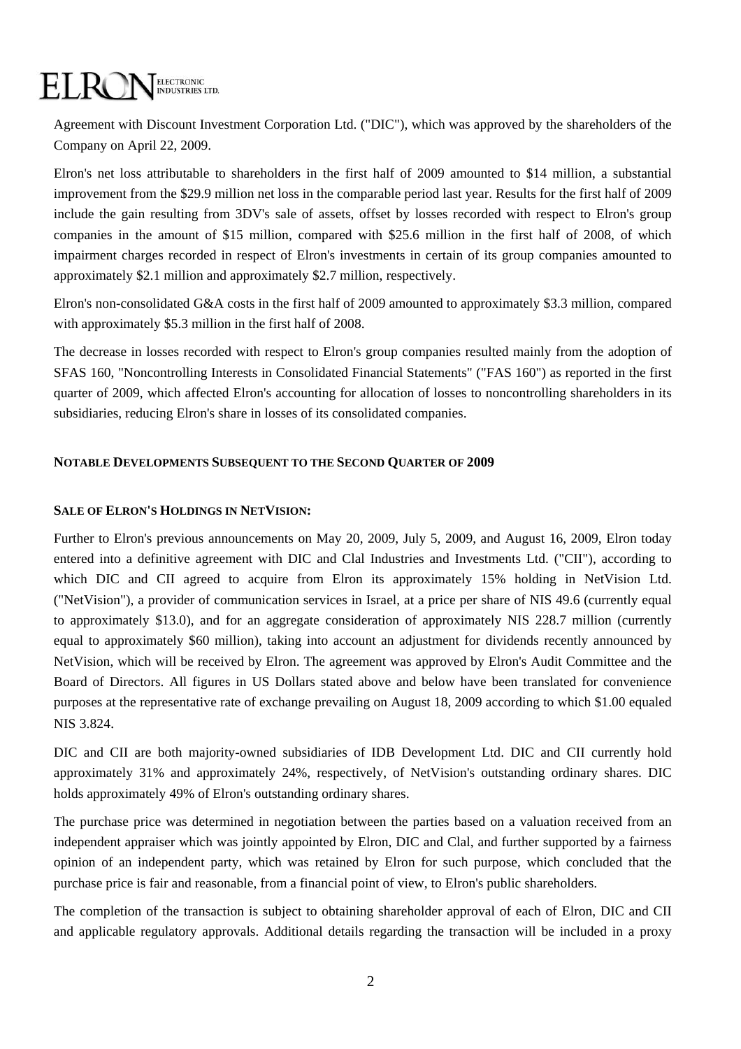Agreement with Discount Investment Corporation Ltd. ("DIC"), which was approved by the shareholders of the Company on April 22, 2009.

Elron's net loss attributable to shareholders in the first half of 2009 amounted to $14 million, a substantial improvement from the $29.9 million net loss in the comparable period last year. Results for the first half of 2009 include the gain resulting from 3DV's sale of assets, offset by losses recorded with respect to Elron's group companies in the amount of $15 million, compared with $25.6 million in the first half of 2008, of which impairment charges recorded in respect of Elron's investments in certain of its group companies amounted to approximately $2.1 million and approximately $2.7 million, respectively.

Elron's non-consolidated G&A costs in the first half of 2009 amounted to approximately $3.3 million, compared with approximately $5.3 million in the first half of 2008.

The decrease in losses recorded with respect to Elron's group companies resulted mainly from the adoption of SFAS 160, "Noncontrolling Interests in Consolidated Financial Statements" ("FAS 160") as reported in the first quarter of 2009, which affected Elron's accounting for allocation of losses to noncontrolling shareholders in its subsidiaries, reducing Elron's share in losses of its consolidated companies.

## NOTABLE DEVELOPMENTS SUBSEQUENT TO THE SECOND QUARTER OF 2009

### SALE OF ELRON'S HOLDINGS IN NETVISION:

Further to Elron's previous announcements on May 20, 2009, July 5, 2009, and August 16, 2009, Elron today entered into a definitive agreement with DIC and Clal Industries and Investments Ltd. ("CII"), according to which DIC and CII agreed to acquire from Elron its approximately 15% holding in NetVision Ltd. ("NetVision"), a provider of communication services in Israel, at a price per share of NIS 49.6 (currently equal to approximately $13.0), and for an aggregate consideration of approximately NIS 228.7 million (currently equal to approximately $60 million), taking into account an adjustment for dividends recently announced by NetVision, which will be received by Elron. The agreement was approved by Elron's Audit Committee and the Board of Directors. All figures in US Dollars stated above and below have been translated for convenience purposes at the representative rate of exchange prevailing on August 18, 2009 according to which $1.00 equaled NIS 3.824.

DIC and CII are both majority-owned subsidiaries of IDB Development Ltd. DIC and CII currently hold approximately 31% and approximately 24%, respectively, of NetVision's outstanding ordinary shares. DIC holds approximately 49% of Elron's outstanding ordinary shares.

The purchase price was determined in negotiation between the parties based on a valuation received from an independent appraiser which was jointly appointed by Elron, DIC and Clal, and further supported by a fairness opinion of an independent party, which was retained by Elron for such purpose, which concluded that the purchase price is fair and reasonable, from a financial point of view, to Elron's public shareholders.

The completion of the transaction is subject to obtaining shareholder approval of each of Elron, DIC and CII and applicable regulatory approvals. Additional details regarding the transaction will be included in a proxy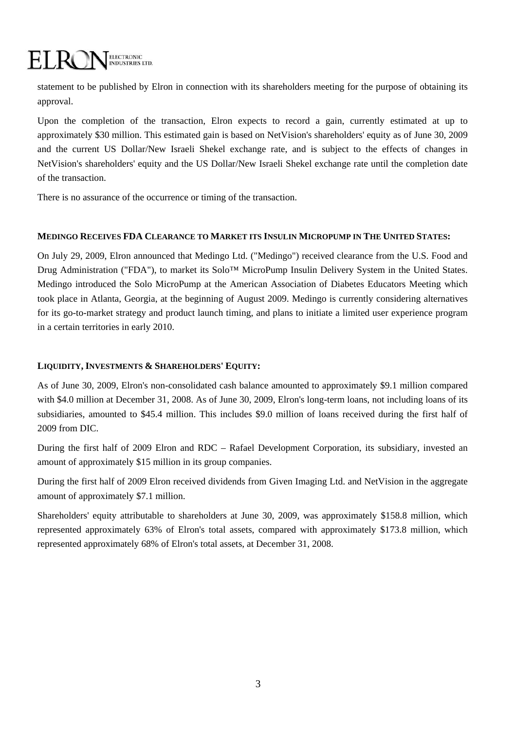statement to be published by Elron in connection with its shareholders meeting for the purpose of obtaining its approval.

Upon the completion of the transaction, Elron expects to record a gain, currently estimated at up to approximately $30 million. This estimated gain is based on NetVision's shareholders' equity as of June 30, 2009 and the current US Dollar/New Israeli Shekel exchange rate, and is subject to the effects of changes in NetVision's shareholders' equity and the US Dollar/New Israeli Shekel exchange rate until the completion date of the transaction.

There is no assurance of the occurrence or timing of the transaction.

**MEDINGO RECEIVES FDA CLEARANCE TO MARKET ITS INSULIN MICROPUMP IN THE UNITED STATES:**

On July 29, 2009, Elron announced that Medingo Ltd. ("Medingo") received clearance from the U.S. Food and Drug Administration ("FDA"), to market its Solo™ MicroPump Insulin Delivery System in the United States. Medingo introduced the Solo MicroPump at the American Association of Diabetes Educators Meeting which took place in Atlanta, Georgia, at the beginning of August 2009. Medingo is currently considering alternatives for its go-to-market strategy and product launch timing, and plans to initiate a limited user experience program in a certain territories in early 2010.

**LIQUIDITY, INVESTMENTS & SHAREHOLDERS' EQUITY:**

As of June 30, 2009, Elron's non-consolidated cash balance amounted to approximately $9.1 million compared with $4.0 million at December 31, 2008. As of June 30, 2009, Elron's long-term loans, not including loans of its subsidiaries, amounted to $45.4 million. This includes $9.0 million of loans received during the first half of 2009 from DIC.

During the first half of 2009 Elron and RDC – Rafael Development Corporation, its subsidiary, invested an amount of approximately $15 million in its group companies.

During the first half of 2009 Elron received dividends from Given Imaging Ltd. and NetVision in the aggregate amount of approximately $7.1 million.

Shareholders' equity attributable to shareholders at June 30, 2009, was approximately $158.8 million, which represented approximately 63% of Elron's total assets, compared with approximately $173.8 million, which represented approximately 68% of Elron's total assets, at December 31, 2008.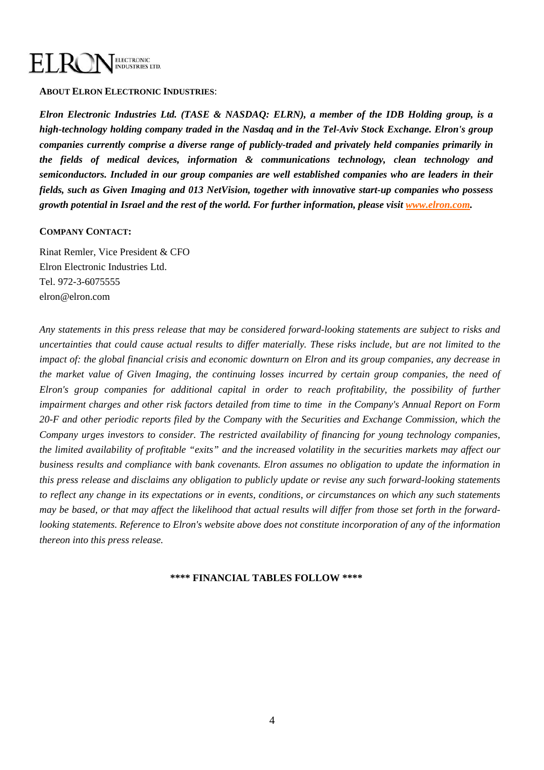**ABOUT ELRON ELECTRONIC INDUSTRIES**:

***Elron Electronic Industries Ltd. (TASE & NASDAQ: ELRN), a member of the IDB Holding group, is a high-technology holding company traded in the Nasdaq and in the Tel-Aviv Stock Exchange. Elron's group companies currently comprise a diverse range of publicly-traded and privately held companies primarily in the fields of medical devices, information & communications technology, clean technology and semiconductors. Included in our group companies are well established companies who are leaders in their fields, such as Given Imaging and 013 NetVision, together with innovative start-up companies who possess growth potential in Israel and the rest of the world. For further information, please visit [www.elron.com](http://www.elron.com).***

**COMPANY CONTACT:**

Rinat Remler, Vice President & CFO
Elron Electronic Industries Ltd.
Tel. 972-3-6075555
elron@elron.com

*Any statements in this press release that may be considered forward-looking statements are subject to risks and uncertainties that could cause actual results to differ materially. These risks include, but are not limited to the impact of: the global financial crisis and economic downturn on Elron and its group companies, any decrease in the market value of Given Imaging, the continuing losses incurred by certain group companies, the need of Elron's group companies for additional capital in order to reach profitability, the possibility of further impairment charges and other risk factors detailed from time to time in the Company's Annual Report on Form 20-F and other periodic reports filed by the Company with the Securities and Exchange Commission, which the Company urges investors to consider. The restricted availability of financing for young technology companies, the limited availability of profitable "exits" and the increased volatility in the securities markets may affect our business results and compliance with bank covenants. Elron assumes no obligation to update the information in this press release and disclaims any obligation to publicly update or revise any such forward-looking statements to reflect any change in its expectations or in events, conditions, or circumstances on which any such statements may be based, or that may affect the likelihood that actual results will differ from those set forth in the forward-looking statements. Reference to Elron's website above does not constitute incorporation of any of the information thereon into this press release.*

**\*\*\*\* FINANCIAL TABLES FOLLOW \*\*\*\***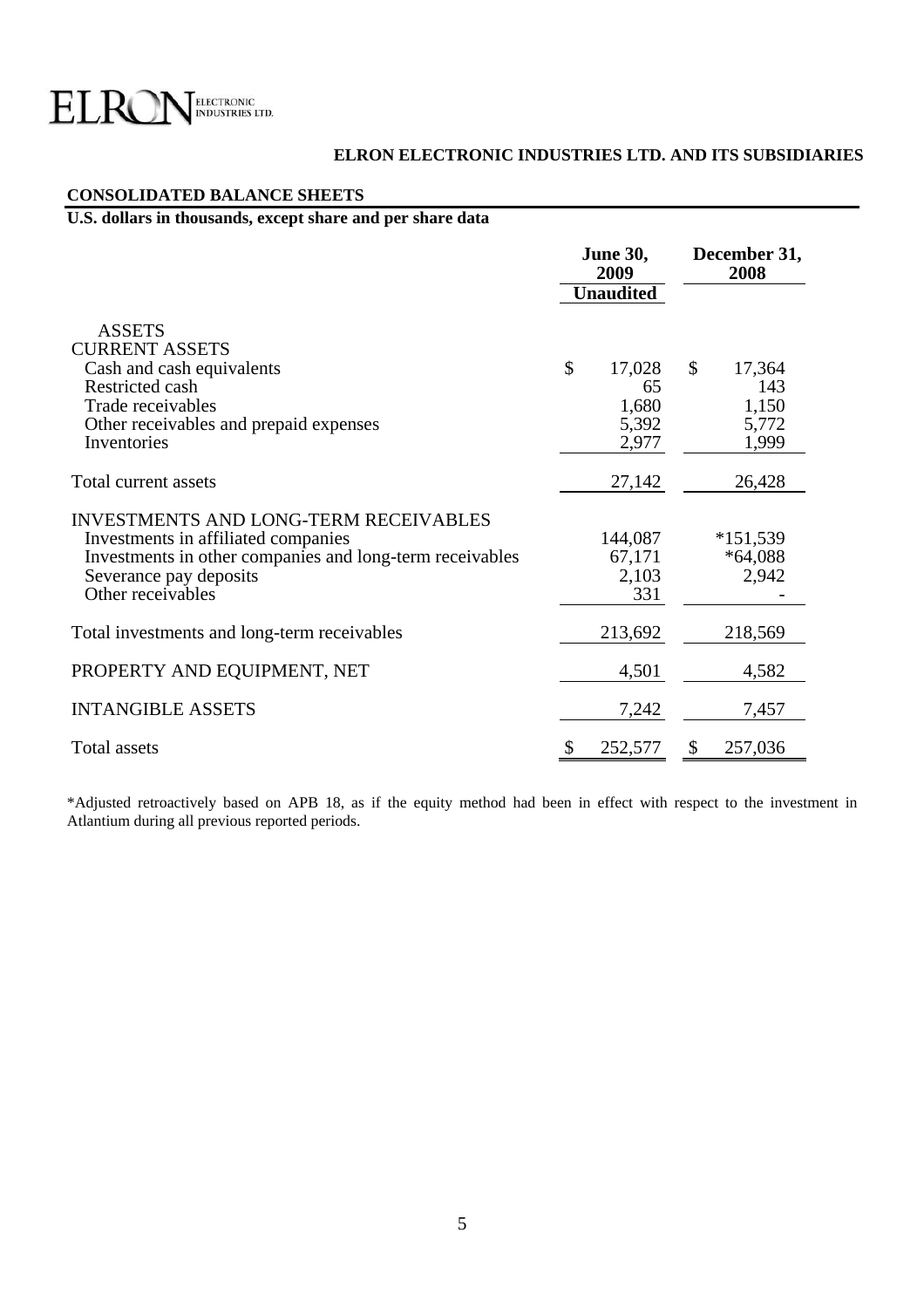ELRON ELECTRONIC INDUSTRIES LTD.

## ELRON ELECTRONIC INDUSTRIES LTD. AND ITS SUBSIDIARIES

### CONSOLIDATED BALANCE SHEETS

**U.S. dollars in thousands, except share and per share data**

| | June 30, 2009 | December 31, 2008 |
|---|---|---|
| | Unaudited | |
| ASSETS | | |
| CURRENT ASSETS | | |
| Cash and cash equivalents | $ 17,028 | $ 17,364 |
| Restricted cash | 65 | 143 |
| Trade receivables | 1,680 | 1,150 |
| Other receivables and prepaid expenses | 5,392 | 5,772 |
| Inventories | 2,977 | 1,999 |
| Total current assets | 27,142 | 26,428 |
| INVESTMENTS AND LONG-TERM RECEIVABLES | | |
| Investments in affiliated companies | 144,087 | *151,539 |
| Investments in other companies and long-term receivables | 67,171 | *64,088 |
| Severance pay deposits | 2,103 | 2,942 |
| Other receivables | 331 | - |
| Total investments and long-term receivables | 213,692 | 218,569 |
| PROPERTY AND EQUIPMENT, NET | 4,501 | 4,582 |
| INTANGIBLE ASSETS | 7,242 | 7,457 |
| Total assets | $ 252,577 | $ 257,036 |

*Adjusted retroactively based on APB 18, as if the equity method had been in effect with respect to the investment in Atlantium during all previous reported periods.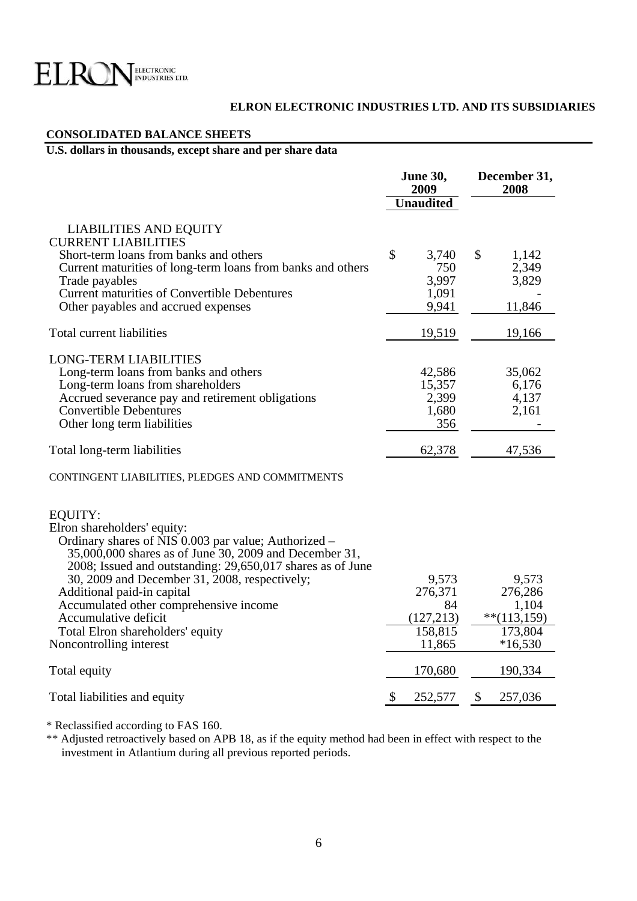ELRON ELECTRONIC INDUSTRIES LTD.

**ELRON ELECTRONIC INDUSTRIES LTD. AND ITS SUBSIDIARIES**

**CONSOLIDATED BALANCE SHEETS**

**U.S. dollars in thousands, except share and per share data**

| | June 30, 2009 | December 31, 2008 |
|---|---|---|
| | Unaudited | |
| LIABILITIES AND EQUITY | | |
| CURRENT LIABILITIES | | |
| Short-term loans from banks and others | $ 3,740 | $ 1,142 |
| Current maturities of long-term loans from banks and others | 750 | 2,349 |
| Trade payables | 3,997 | 3,829 |
| Current maturities of Convertible Debentures | 1,091 | - |
| Other payables and accrued expenses | 9,941 | 11,846 |
| Total current liabilities | 19,519 | 19,166 |
| LONG-TERM LIABILITIES | | |
| Long-term loans from banks and others | 42,586 | 35,062 |
| Long-term loans from shareholders | 15,357 | 6,176 |
| Accrued severance pay and retirement obligations | 2,399 | 4,137 |
| Convertible Debentures | 1,680 | 2,161 |
| Other long term liabilities | 356 | - |
| Total long-term liabilities | 62,378 | 47,536 |
| CONTINGENT LIABILITIES, PLEDGES AND COMMITMENTS | | |
| EQUITY: | | |
| Elron shareholders' equity: | | |
| Ordinary shares of NIS 0.003 par value; Authorized – 35,000,000 shares as of June 30, 2009 and December 31, 2008; Issued and outstanding: 29,650,017 shares as of June 30, 2009 and December 31, 2008, respectively; | 9,573 | 9,573 |
| Additional paid-in capital | 276,371 | 276,286 |
| Accumulated other comprehensive income | 84 | 1,104 |
| Accumulative deficit | (127,213) | **(113,159) |
| Total Elron shareholders' equity | 158,815 | 173,804 |
| Noncontrolling interest | 11,865 | *16,530 |
| Total equity | 170,680 | 190,334 |
| Total liabilities and equity | $ 252,577 | $ 257,036 |

\* Reclassified according to FAS 160.

\*\* Adjusted retroactively based on APB 18, as if the equity method had been in effect with respect to the investment in Atlantium during all previous reported periods.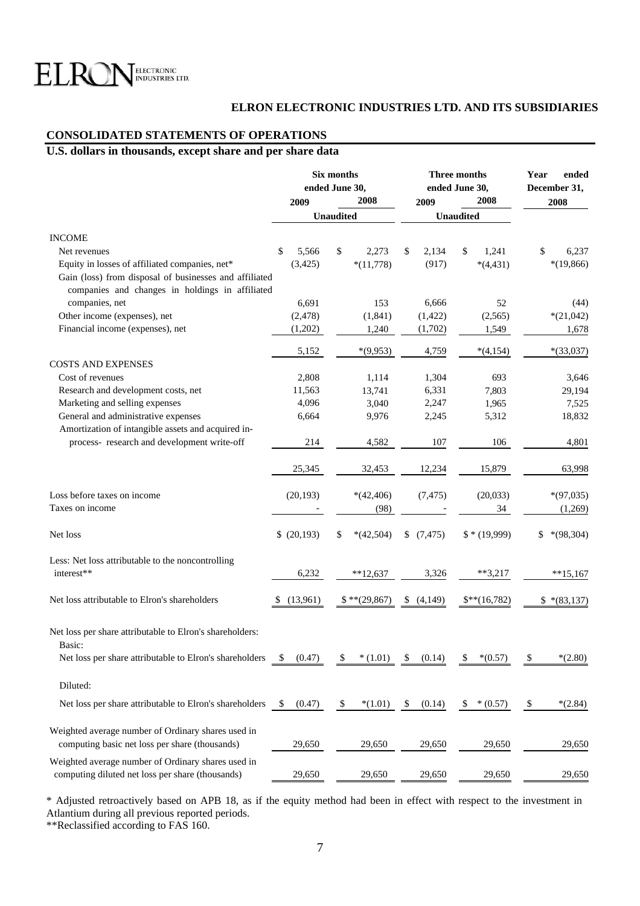**ELRON** ELECTRONIC INDUSTRIES LTD.

## ELRON ELECTRONIC INDUSTRIES LTD. AND ITS SUBSIDIARIES

### CONSOLIDATED STATEMENTS OF OPERATIONS

**U.S. dollars in thousands, except share and per share data**

| | Six months ended June 30, | | Three months ended June 30, | | Year ended December 31, |
|---|---|---|---|---|---|
| | 2009 | 2008 | 2009 | 2008 | 2008 |
| | Unaudited | | Unaudited | | |
| INCOME | | | | | |
| Net revenues | $ 5,566 | $ 2,273 | $ 2,134 | $ 1,241 | $ 6,237 |
| Equity in losses of affiliated companies, net* | (3,425) | *(11,778) | (917) | *(4,431) | *(19,866) |
| Gain (loss) from disposal of businesses and affiliated companies and changes in holdings in affiliated companies, net | 6,691 | 153 | 6,666 | 52 | (44) |
| Other income (expenses), net | (2,478) | (1,841) | (1,422) | (2,565) | *(21,042) |
| Financial income (expenses), net | (1,202) | 1,240 | (1,702) | 1,549 | 1,678 |
| | 5,152 | *(9,953) | 4,759 | *(4,154) | *(33,037) |
| COSTS AND EXPENSES | | | | | |
| Cost of revenues | 2,808 | 1,114 | 1,304 | 693 | 3,646 |
| Research and development costs, net | 11,563 | 13,741 | 6,331 | 7,803 | 29,194 |
| Marketing and selling expenses | 4,096 | 3,040 | 2,247 | 1,965 | 7,525 |
| General and administrative expenses | 6,664 | 9,976 | 2,245 | 5,312 | 18,832 |
| Amortization of intangible assets and acquired in-process- research and development write-off | 214 | 4,582 | 107 | 106 | 4,801 |
| | 25,345 | 32,453 | 12,234 | 15,879 | 63,998 |
| Loss before taxes on income | (20,193) | *(42,406) | (7,475) | (20,033) | *(97,035) |
| Taxes on income | - | (98) | - | 34 | (1,269) |
| Net loss | $ (20,193) | $ *(42,504) | $ (7,475) | $ * (19,999) | $ *(98,304) |
| Less: Net loss attributable to the noncontrolling interest** | 6,232 | **12,637 | 3,326 | **3,217 | **15,167 |
| Net loss attributable to Elron's shareholders | $ (13,961) | $ **(29,867) | $ (4,149) | $**(16,782) | $ *(83,137) |
| Net loss per share attributable to Elron's shareholders: | | | | | |
| Basic: | | | | | |
| Net loss per share attributable to Elron's shareholders | $ (0.47) | $ * (1.01) | $ (0.14) | $ *(0.57) | $ *(2.80) |
| Diluted: | | | | | |
| Net loss per share attributable to Elron's shareholders | $ (0.47) | $ *(1.01) | $ (0.14) | $ * (0.57) | $ *(2.84) |
| Weighted average number of Ordinary shares used in computing basic net loss per share (thousands) | 29,650 | 29,650 | 29,650 | 29,650 | 29,650 |
| Weighted average number of Ordinary shares used in computing diluted net loss per share (thousands) | 29,650 | 29,650 | 29,650 | 29,650 | 29,650 |

* Adjusted retroactively based on APB 18, as if the equity method had been in effect with respect to the investment in Atlantium during all previous reported periods.

**Reclassified according to FAS 160.